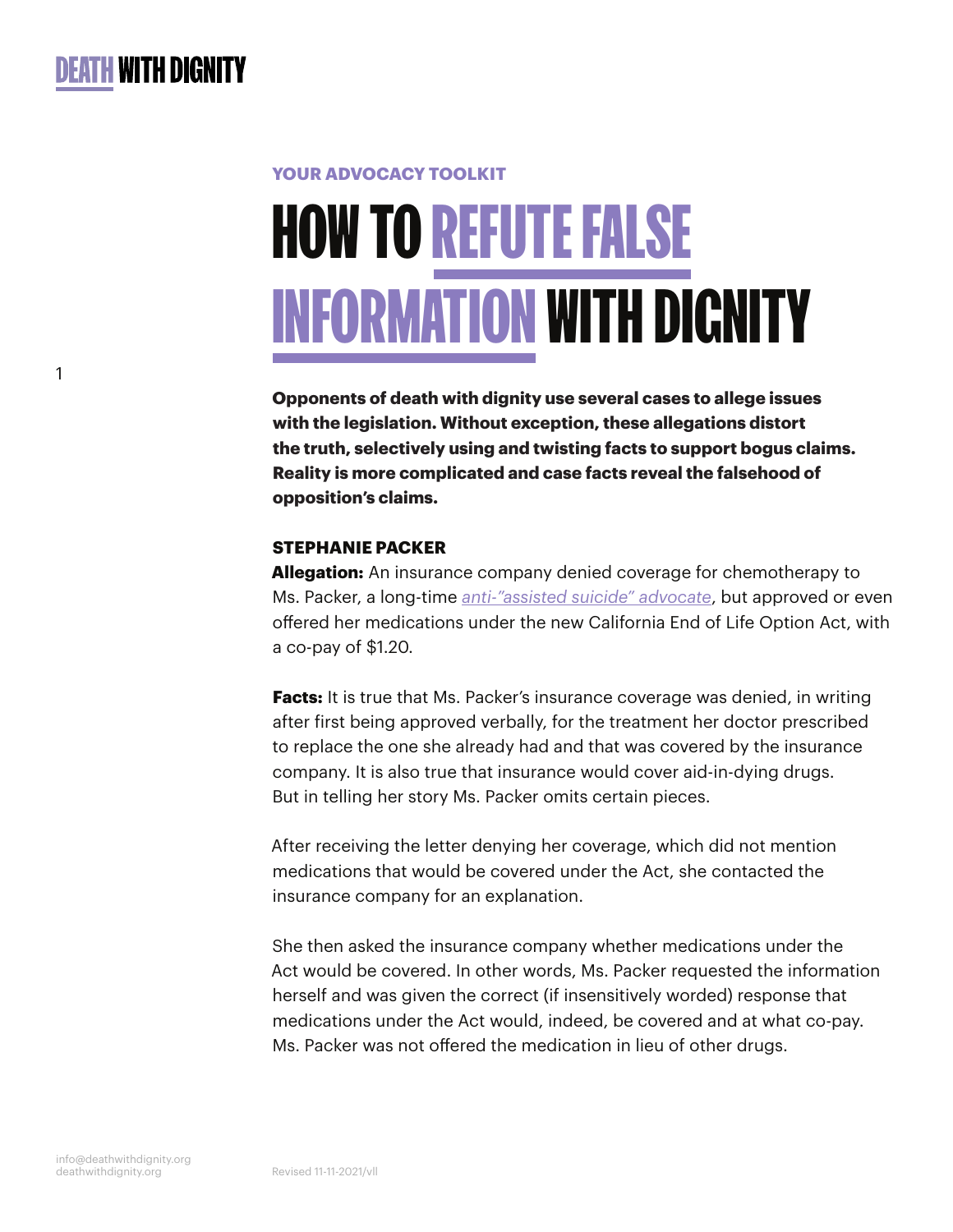DEATH WITH DIGNITY

YOUR ADVOCACY TOOLKIT

# HOW TO REFUTE FALSE INFORMATION WITH DIGNITY

**Opponents of death with dignity use several cases to allege issues with the legislation. Without exception, these allegations distort the truth, selectively using and twisting facts to support bogus claims. Reality is more complicated and case facts reveal the falsehood of opposition's claims.**

### STEPHANIE PACKER

**Allegation:** An insurance company denied coverage for chemotherapy to Ms. Packer, a long-time *anti-"assisted suicide" advocate*, but approved or even offered her medications under the new California End of Life Option Act, with a co-pay of $1.20.

**Facts:** It is true that Ms. Packer's insurance coverage was denied, in writing after first being approved verbally, for the treatment her doctor prescribed to replace the one she already had and that was covered by the insurance company. It is also true that insurance would cover aid-in-dying drugs. But in telling her story Ms. Packer omits certain pieces.

After receiving the letter denying her coverage, which did not mention medications that would be covered under the Act, she contacted the insurance company for an explanation.

She then asked the insurance company whether medications under the Act would be covered. In other words, Ms. Packer requested the information herself and was given the correct (if insensitively worded) response that medications under the Act would, indeed, be covered and at what co-pay. Ms. Packer was not offered the medication in lieu of other drugs.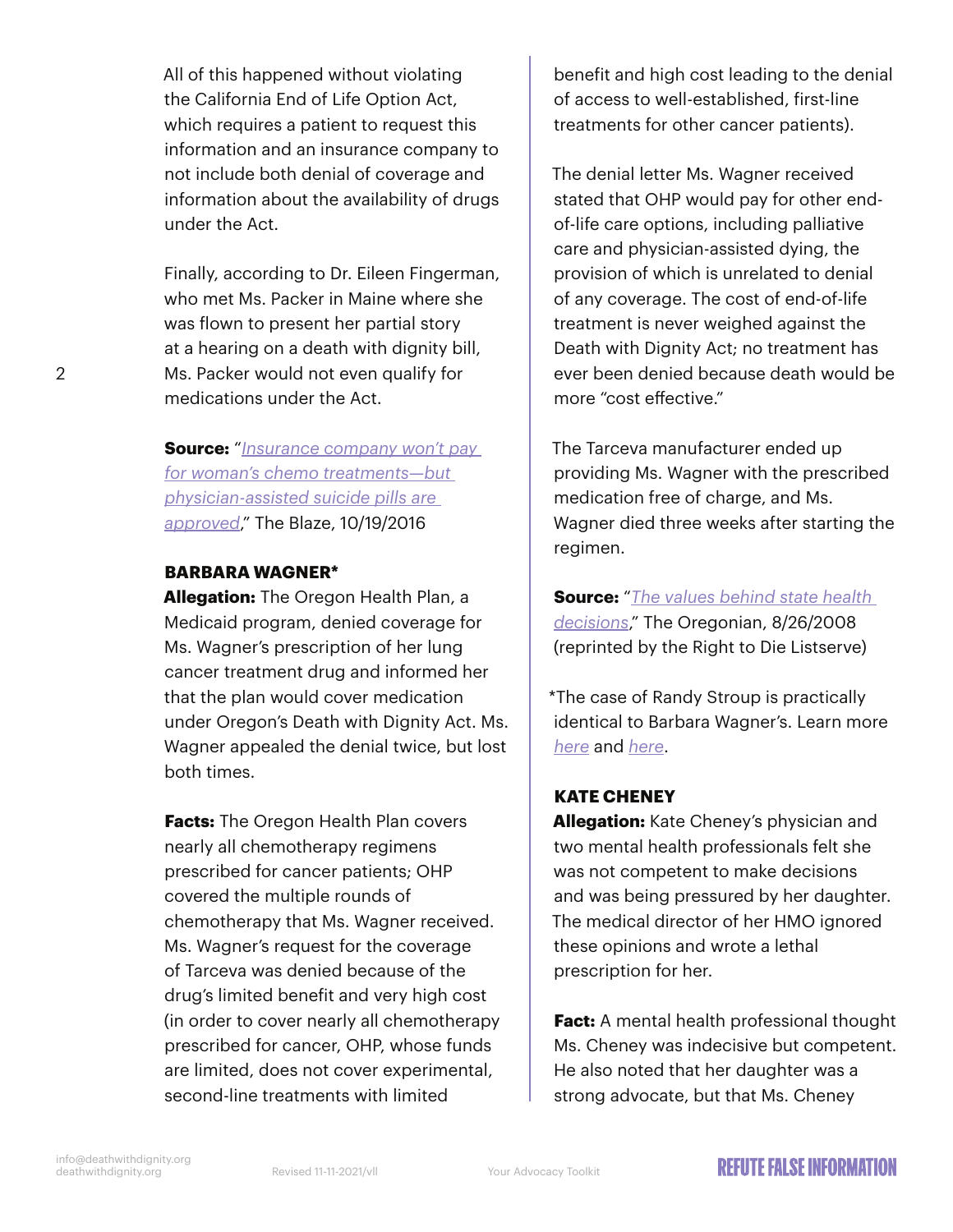All of this happened without violating the California End of Life Option Act, which requires a patient to request this information and an insurance company to not include both denial of coverage and information about the availability of drugs under the Act.

Finally, according to Dr. Eileen Fingerman, who met Ms. Packer in Maine where she was flown to present her partial story at a hearing on a death with dignity bill, Ms. Packer would not even qualify for medications under the Act.

**Source:** "*Insurance company won't pay for woman's chemo treatments—but physician-assisted suicide pills are approved*," The Blaze, 10/19/2016

**BARBARA WAGNER***

**Allegation:** The Oregon Health Plan, a Medicaid program, denied coverage for Ms. Wagner's prescription of her lung cancer treatment drug and informed her that the plan would cover medication under Oregon's Death with Dignity Act. Ms. Wagner appealed the denial twice, but lost both times.

**Facts:** The Oregon Health Plan covers nearly all chemotherapy regimens prescribed for cancer patients; OHP covered the multiple rounds of chemotherapy that Ms. Wagner received. Ms. Wagner's request for the coverage of Tarceva was denied because of the drug's limited benefit and very high cost (in order to cover nearly all chemotherapy prescribed for cancer, OHP, whose funds are limited, does not cover experimental, second-line treatments with limited benefit and high cost leading to the denial of access to well-established, first-line treatments for other cancer patients).

The denial letter Ms. Wagner received stated that OHP would pay for other end-of-life care options, including palliative care and physician-assisted dying, the provision of which is unrelated to denial of any coverage. The cost of end-of-life treatment is never weighed against the Death with Dignity Act; no treatment has ever been denied because death would be more "cost effective."

The Tarceva manufacturer ended up providing Ms. Wagner with the prescribed medication free of charge, and Ms. Wagner died three weeks after starting the regimen.

**Source:** "*The values behind state health decisions*," The Oregonian, 8/26/2008 (reprinted by the Right to Die Listserve)

*The case of Randy Stroup is practically identical to Barbara Wagner's. Learn more *here* and *here*.

**KATE CHENEY**

**Allegation:** Kate Cheney's physician and two mental health professionals felt she was not competent to make decisions and was being pressured by her daughter. The medical director of her HMO ignored these opinions and wrote a lethal prescription for her.

**Fact:** A mental health professional thought Ms. Cheney was indecisive but competent. He also noted that her daughter was a strong advocate, but that Ms. Cheney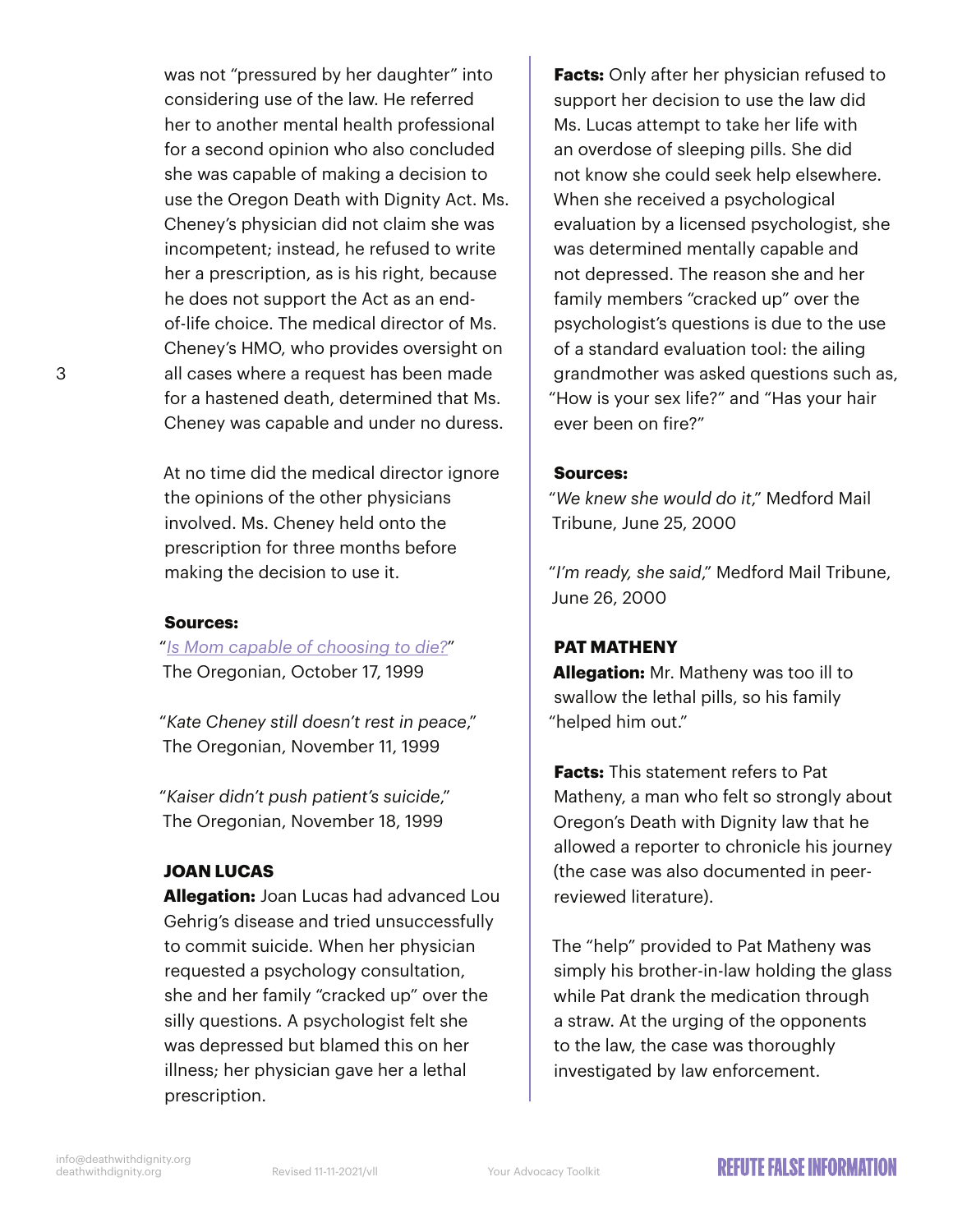was not "pressured by her daughter" into considering use of the law. He referred her to another mental health professional for a second opinion who also concluded she was capable of making a decision to use the Oregon Death with Dignity Act. Ms. Cheney's physician did not claim she was incompetent; instead, he refused to write her a prescription, as is his right, because he does not support the Act as an end-of-life choice. The medical director of Ms. Cheney's HMO, who provides oversight on all cases where a request has been made for a hastened death, determined that Ms. Cheney was capable and under no duress.

At no time did the medical director ignore the opinions of the other physicians involved. Ms. Cheney held onto the prescription for three months before making the decision to use it.

**Sources:**

"*Is Mom capable of choosing to die?*" The Oregonian, October 17, 1999

"*Kate Cheney still doesn't rest in peace*," The Oregonian, November 11, 1999

"*Kaiser didn't push patient's suicide*," The Oregonian, November 18, 1999

**JOAN LUCAS**

**Allegation:** Joan Lucas had advanced Lou Gehrig's disease and tried unsuccessfully to commit suicide. When her physician requested a psychology consultation, she and her family "cracked up" over the silly questions. A psychologist felt she was depressed but blamed this on her illness; her physician gave her a lethal prescription.

**Facts:** Only after her physician refused to support her decision to use the law did Ms. Lucas attempt to take her life with an overdose of sleeping pills. She did not know she could seek help elsewhere. When she received a psychological evaluation by a licensed psychologist, she was determined mentally capable and not depressed. The reason she and her family members "cracked up" over the psychologist's questions is due to the use of a standard evaluation tool: the ailing grandmother was asked questions such as, "How is your sex life?" and "Has your hair ever been on fire?"

**Sources:**

"*We knew she would do it*," Medford Mail Tribune, June 25, 2000

"*I'm ready, she said*," Medford Mail Tribune, June 26, 2000

**PAT MATHENY**

**Allegation:** Mr. Matheny was too ill to swallow the lethal pills, so his family "helped him out."

**Facts:** This statement refers to Pat Matheny, a man who felt so strongly about Oregon's Death with Dignity law that he allowed a reporter to chronicle his journey (the case was also documented in peer-reviewed literature).

The "help" provided to Pat Matheny was simply his brother-in-law holding the glass while Pat drank the medication through a straw. At the urging of the opponents to the law, the case was thoroughly investigated by law enforcement.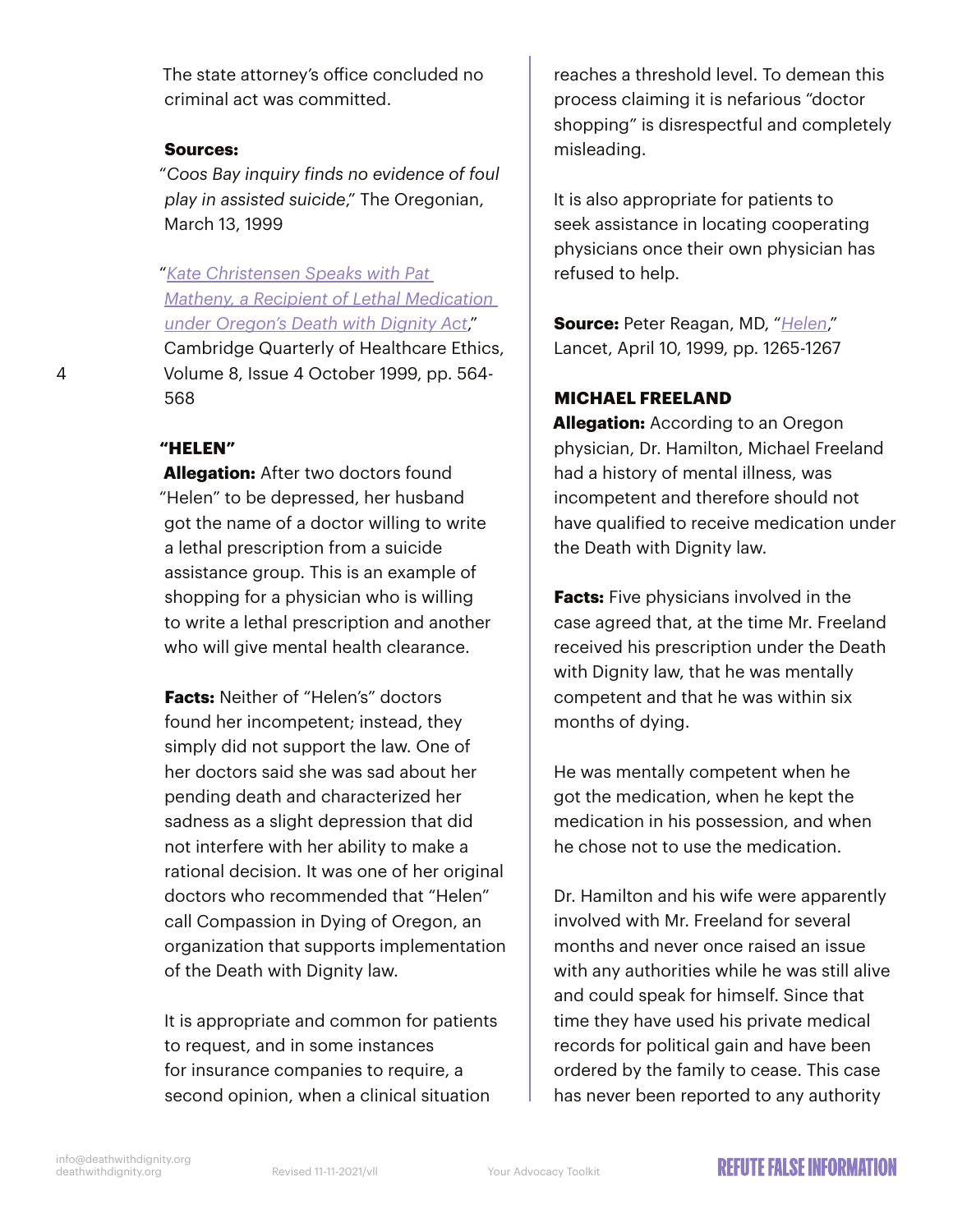The state attorney's office concluded no criminal act was committed.

**Sources:**

"*Coos Bay inquiry finds no evidence of foul play in assisted suicide*," The Oregonian, March 13, 1999

"*Kate Christensen Speaks with Pat Matheny, a Recipient of Lethal Medication under Oregon's Death with Dignity Act*," Cambridge Quarterly of Healthcare Ethics, Volume 8, Issue 4 October 1999, pp. 564-568

### "HELEN"

**Allegation:** After two doctors found "Helen" to be depressed, her husband got the name of a doctor willing to write a lethal prescription from a suicide assistance group. This is an example of shopping for a physician who is willing to write a lethal prescription and another who will give mental health clearance.

**Facts:** Neither of "Helen's" doctors found her incompetent; instead, they simply did not support the law. One of her doctors said she was sad about her pending death and characterized her sadness as a slight depression that did not interfere with her ability to make a rational decision. It was one of her original doctors who recommended that "Helen" call Compassion in Dying of Oregon, an organization that supports implementation of the Death with Dignity law.

It is appropriate and common for patients to request, and in some instances for insurance companies to require, a second opinion, when a clinical situation reaches a threshold level. To demean this process claiming it is nefarious "doctor shopping" is disrespectful and completely misleading.

It is also appropriate for patients to seek assistance in locating cooperating physicians once their own physician has refused to help.

**Source:** Peter Reagan, MD, "*Helen*," Lancet, April 10, 1999, pp. 1265-1267

### MICHAEL FREELAND

**Allegation:** According to an Oregon physician, Dr. Hamilton, Michael Freeland had a history of mental illness, was incompetent and therefore should not have qualified to receive medication under the Death with Dignity law.

**Facts:** Five physicians involved in the case agreed that, at the time Mr. Freeland received his prescription under the Death with Dignity law, that he was mentally competent and that he was within six months of dying.

He was mentally competent when he got the medication, when he kept the medication in his possession, and when he chose not to use the medication.

Dr. Hamilton and his wife were apparently involved with Mr. Freeland for several months and never once raised an issue with any authorities while he was still alive and could speak for himself. Since that time they have used his private medical records for political gain and have been ordered by the family to cease. This case has never been reported to any authority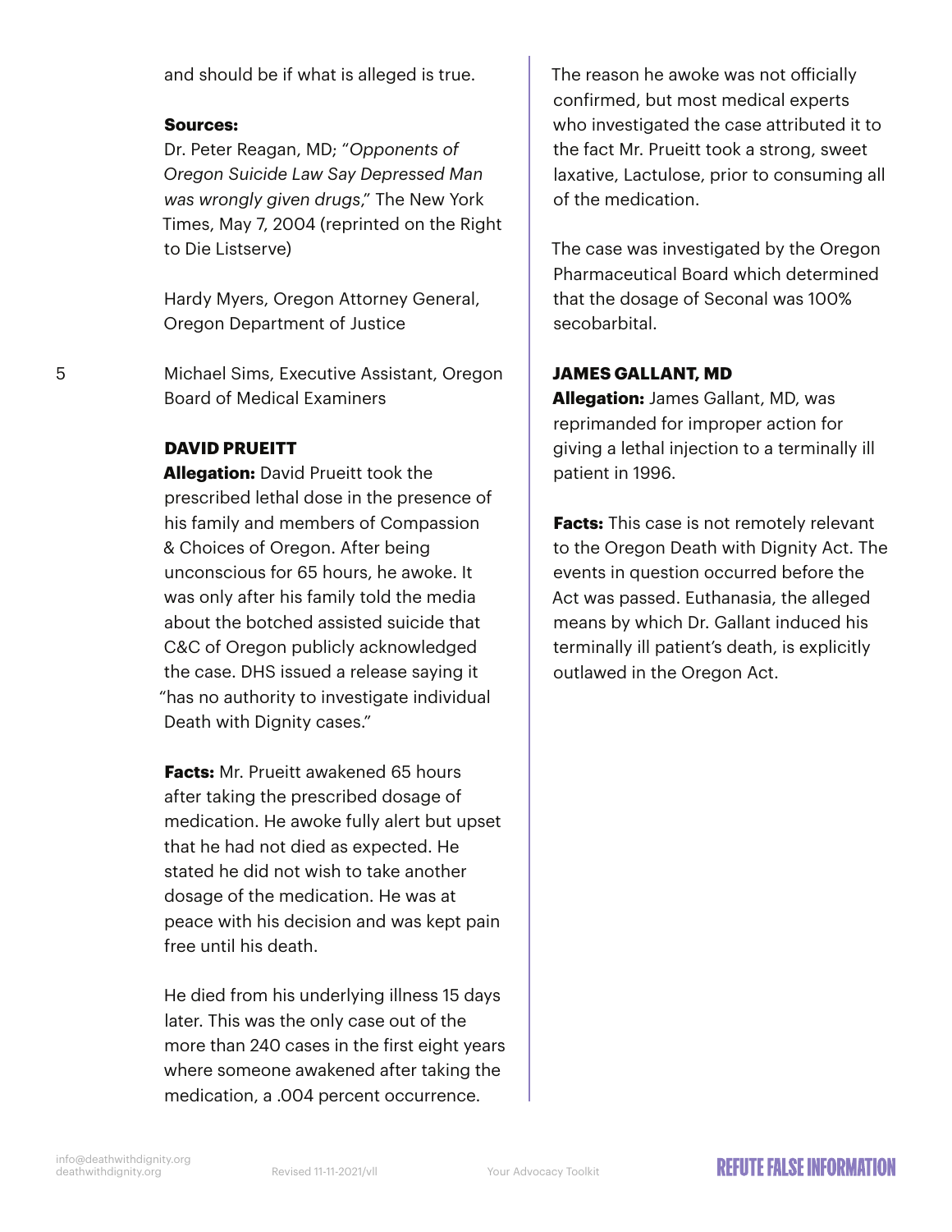and should be if what is alleged is true.

**Sources:**

Dr. Peter Reagan, MD; "*Opponents of Oregon Suicide Law Say Depressed Man was wrongly given drugs*," The New York Times, May 7, 2004 (reprinted on the Right to Die Listserve)

Hardy Myers, Oregon Attorney General, Oregon Department of Justice

Michael Sims, Executive Assistant, Oregon Board of Medical Examiners

**DAVID PRUEITT**

**Allegation:** David Prueitt took the prescribed lethal dose in the presence of his family and members of Compassion & Choices of Oregon. After being unconscious for 65 hours, he awoke. It was only after his family told the media about the botched assisted suicide that C&C of Oregon publicly acknowledged the case. DHS issued a release saying it "has no authority to investigate individual Death with Dignity cases."

**Facts:** Mr. Prueitt awakened 65 hours after taking the prescribed dosage of medication. He awoke fully alert but upset that he had not died as expected. He stated he did not wish to take another dosage of the medication. He was at peace with his decision and was kept pain free until his death.

He died from his underlying illness 15 days later. This was the only case out of the more than 240 cases in the first eight years where someone awakened after taking the medication, a .004 percent occurrence.

The reason he awoke was not officially confirmed, but most medical experts who investigated the case attributed it to the fact Mr. Prueitt took a strong, sweet laxative, Lactulose, prior to consuming all of the medication.

The case was investigated by the Oregon Pharmaceutical Board which determined that the dosage of Seconal was 100% secobarbital.

**JAMES GALLANT, MD**

**Allegation:** James Gallant, MD, was reprimanded for improper action for giving a lethal injection to a terminally ill patient in 1996.

**Facts:** This case is not remotely relevant to the Oregon Death with Dignity Act. The events in question occurred before the Act was passed. Euthanasia, the alleged means by which Dr. Gallant induced his terminally ill patient's death, is explicitly outlawed in the Oregon Act.